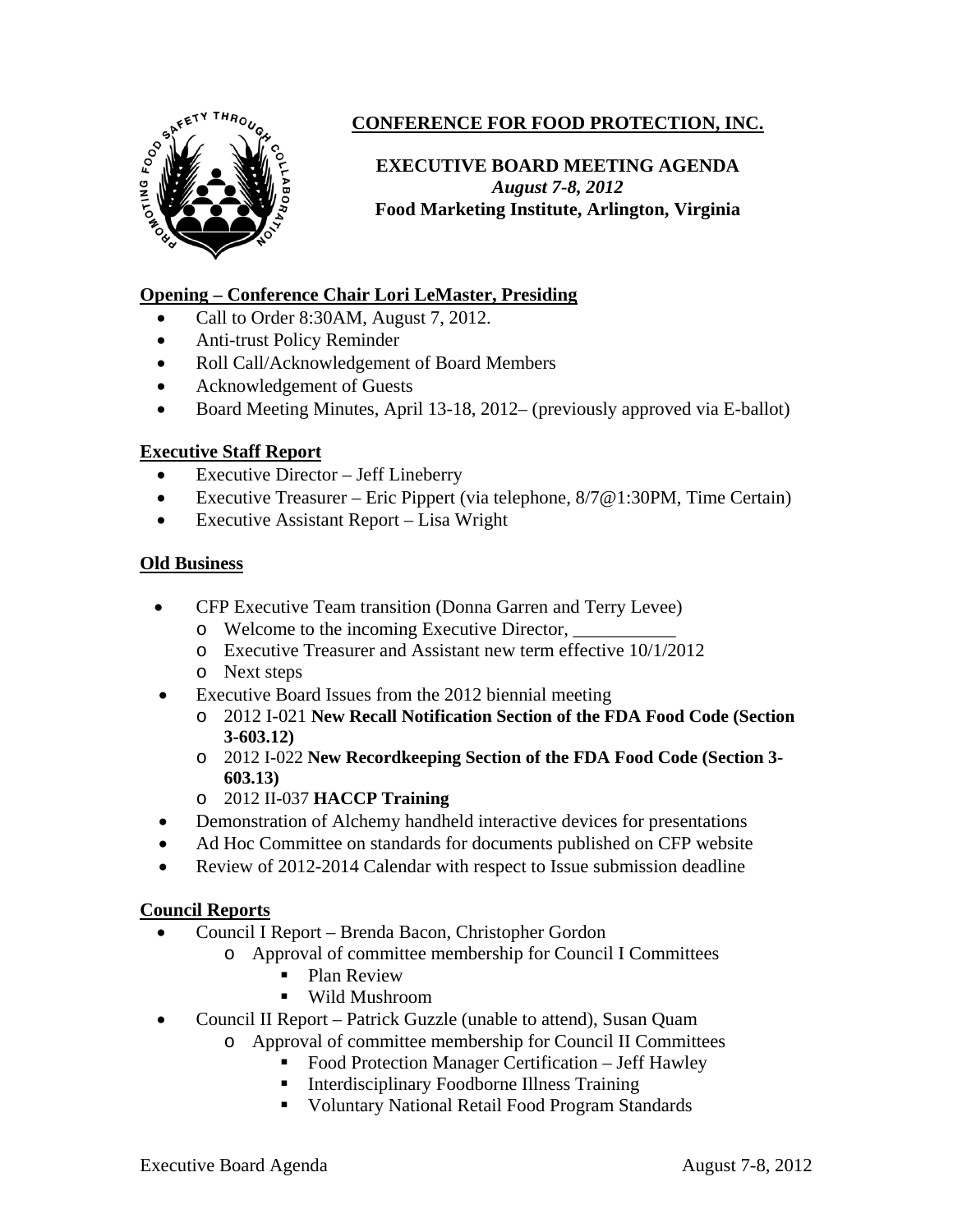# CONFERENCE FOR FOOD PROTECTION, INC.

## EXECUTIVE BOARD MEETING AGENDA

***August 7-8, 2012***

**Food Marketing Institute, Arlington, Virginia**

### Opening – Conference Chair Lori LeMaster, Presiding

- Call to Order 8:30AM, August 7, 2012.
- Anti-trust Policy Reminder
- Roll Call/Acknowledgement of Board Members
- Acknowledgement of Guests
- Board Meeting Minutes, April 13-18, 2012– (previously approved via E-ballot)

### Executive Staff Report

- Executive Director – Jeff Lineberry
- Executive Treasurer – Eric Pippert (via telephone, 8/7@1:30PM, Time Certain)
- Executive Assistant Report – Lisa Wright

### Old Business

- CFP Executive Team transition (Donna Garren and Terry Levee)
  - Welcome to the incoming Executive Director, ___________
  - Executive Treasurer and Assistant new term effective 10/1/2012
  - Next steps
- Executive Board Issues from the 2012 biennial meeting
  - 2012 I-021 **New Recall Notification Section of the FDA Food Code (Section 3-603.12)**
  - 2012 I-022 **New Recordkeeping Section of the FDA Food Code (Section 3-603.13)**
  - 2012 II-037 **HACCP Training**
- Demonstration of Alchemy handheld interactive devices for presentations
- Ad Hoc Committee on standards for documents published on CFP website
- Review of 2012-2014 Calendar with respect to Issue submission deadline

### Council Reports

- Council I Report – Brenda Bacon, Christopher Gordon
  - Approval of committee membership for Council I Committees
    - Plan Review
    - Wild Mushroom
- Council II Report – Patrick Guzzle (unable to attend), Susan Quam
  - Approval of committee membership for Council II Committees
    - Food Protection Manager Certification – Jeff Hawley
    - Interdisciplinary Foodborne Illness Training
    - Voluntary National Retail Food Program Standards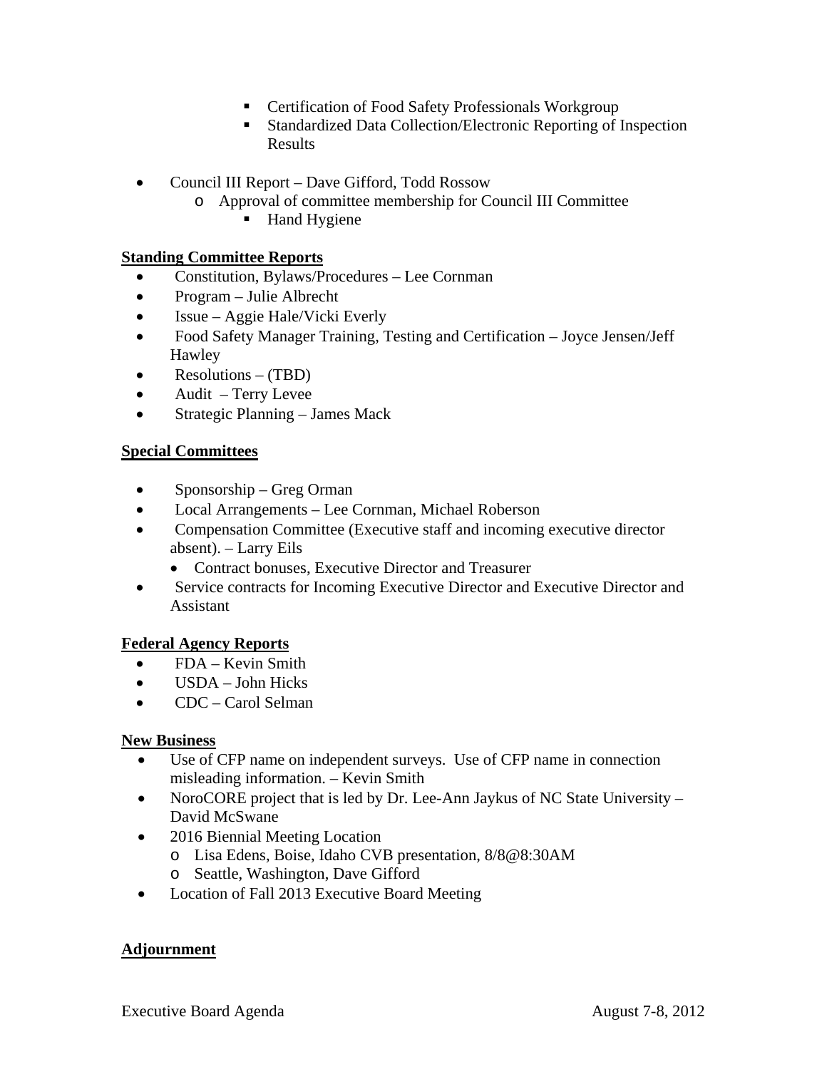- Certification of Food Safety Professionals Workgroup
        - Standardized Data Collection/Electronic Reporting of Inspection Results

- Council III Report – Dave Gifford, Todd Rossow
    - Approval of committee membership for Council III Committee
        - Hand Hygiene

**Standing Committee Reports**

- Constitution, Bylaws/Procedures – Lee Cornman
- Program – Julie Albrecht
- Issue – Aggie Hale/Vicki Everly
- Food Safety Manager Training, Testing and Certification – Joyce Jensen/Jeff Hawley
- Resolutions – (TBD)
- Audit – Terry Levee
- Strategic Planning – James Mack

**Special Committees**

- Sponsorship – Greg Orman
- Local Arrangements – Lee Cornman, Michael Roberson
- Compensation Committee (Executive staff and incoming executive director absent). – Larry Eils
    - Contract bonuses, Executive Director and Treasurer
- Service contracts for Incoming Executive Director and Executive Director and Assistant

**Federal Agency Reports**

- FDA – Kevin Smith
- USDA – John Hicks
- CDC – Carol Selman

**New Business**

- Use of CFP name on independent surveys. Use of CFP name in connection misleading information. – Kevin Smith
- NoroCORE project that is led by Dr. Lee-Ann Jaykus of NC State University – David McSwane
- 2016 Biennial Meeting Location
    - Lisa Edens, Boise, Idaho CVB presentation, 8/8@8:30AM
    - Seattle, Washington, Dave Gifford
- Location of Fall 2013 Executive Board Meeting

**Adjournment**